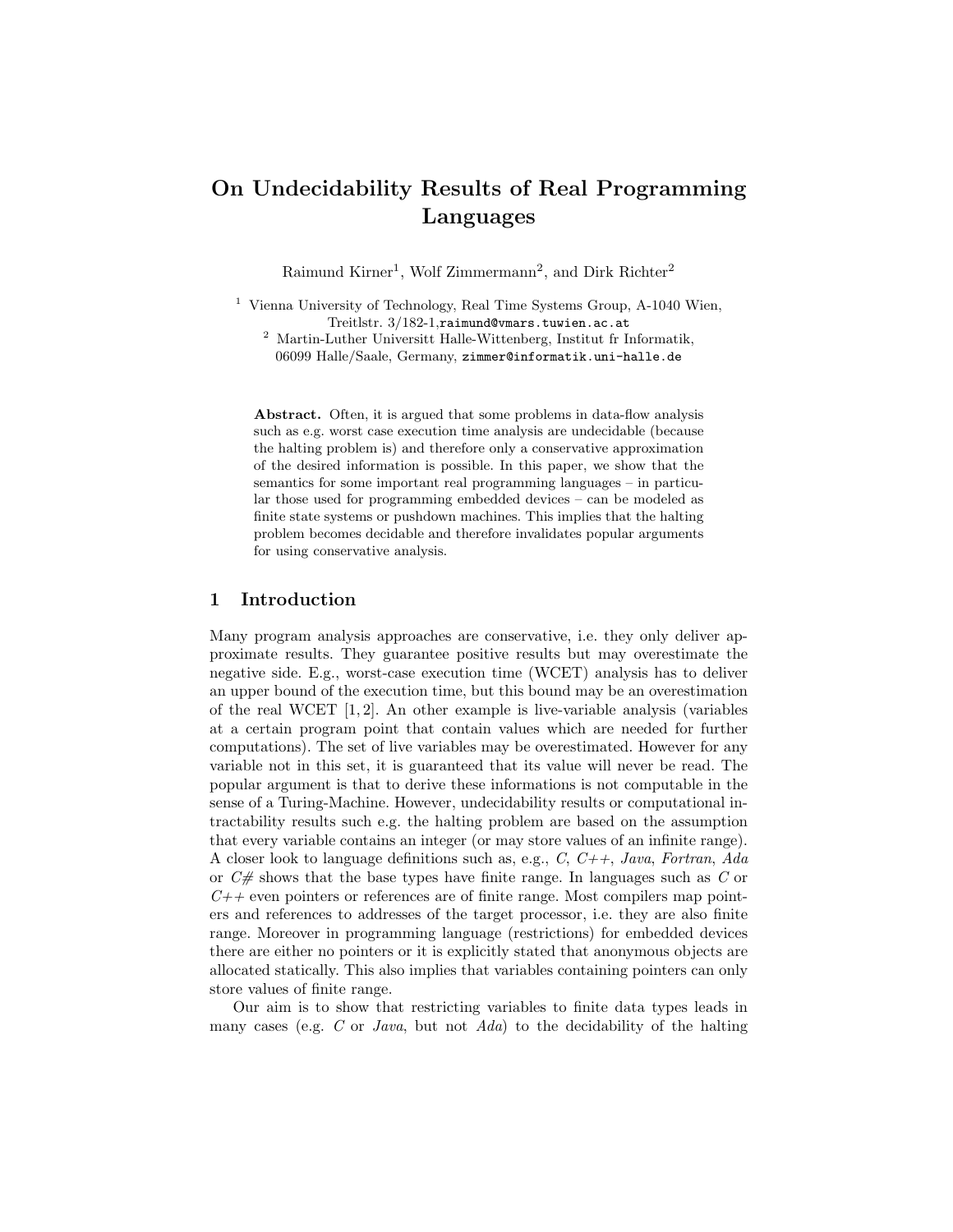# On Undecidability Results of Real Programming Languages

Raimund Kirner[1], Wolf Zimmermann[2], and Dirk Richter[2]

[1] Vienna University of Technology, Real Time Systems Group, A-1040 Wien, Treitlstr. 3/182-1, raimund@vmars.tuwien.ac.at

[2] Martin-Luther Universitt Halle-Wittenberg, Institut fr Informatik, 06099 Halle/Saale, Germany, zimmer@informatik.uni-halle.de

**Abstract.** Often, it is argued that some problems in data-flow analysis such as e.g. worst case execution time analysis are undecidable (because the halting problem is) and therefore only a conservative approximation of the desired information is possible. In this paper, we show that the semantics for some important real programming languages – in particular those used for programming embedded devices – can be modeled as finite state systems or pushdown machines. This implies that the halting problem becomes decidable and therefore invalidates popular arguments for using conservative analysis.

## 1 Introduction

Many program analysis approaches are conservative, i.e. they only deliver approximate results. They guarantee positive results but may overestimate the negative side. E.g., worst-case execution time (WCET) analysis has to deliver an upper bound of the execution time, but this bound may be an overestimation of the real WCET [1, 2]. An other example is live-variable analysis (variables at a certain program point that contain values which are needed for further computations). The set of live variables may be overestimated. However for any variable not in this set, it is guaranteed that its value will never be read. The popular argument is that to derive these informations is not computable in the sense of a Turing-Machine. However, undecidability results or computational intractability results such e.g. the halting problem are based on the assumption that every variable contains an integer (or may store values of an infinite range). A closer look to language definitions such as, e.g., *C*, *C++*, *Java*, *Fortran*, *Ada* or *C#* shows that the base types have finite range. In languages such as *C* or *C++* even pointers or references are of finite range. Most compilers map pointers and references to addresses of the target processor, i.e. they are also finite range. Moreover in programming language (restrictions) for embedded devices there are either no pointers or it is explicitly stated that anonymous objects are allocated statically. This also implies that variables containing pointers can only store values of finite range.

Our aim is to show that restricting variables to finite data types leads in many cases (e.g. *C* or *Java*, but not *Ada*) to the decidability of the halting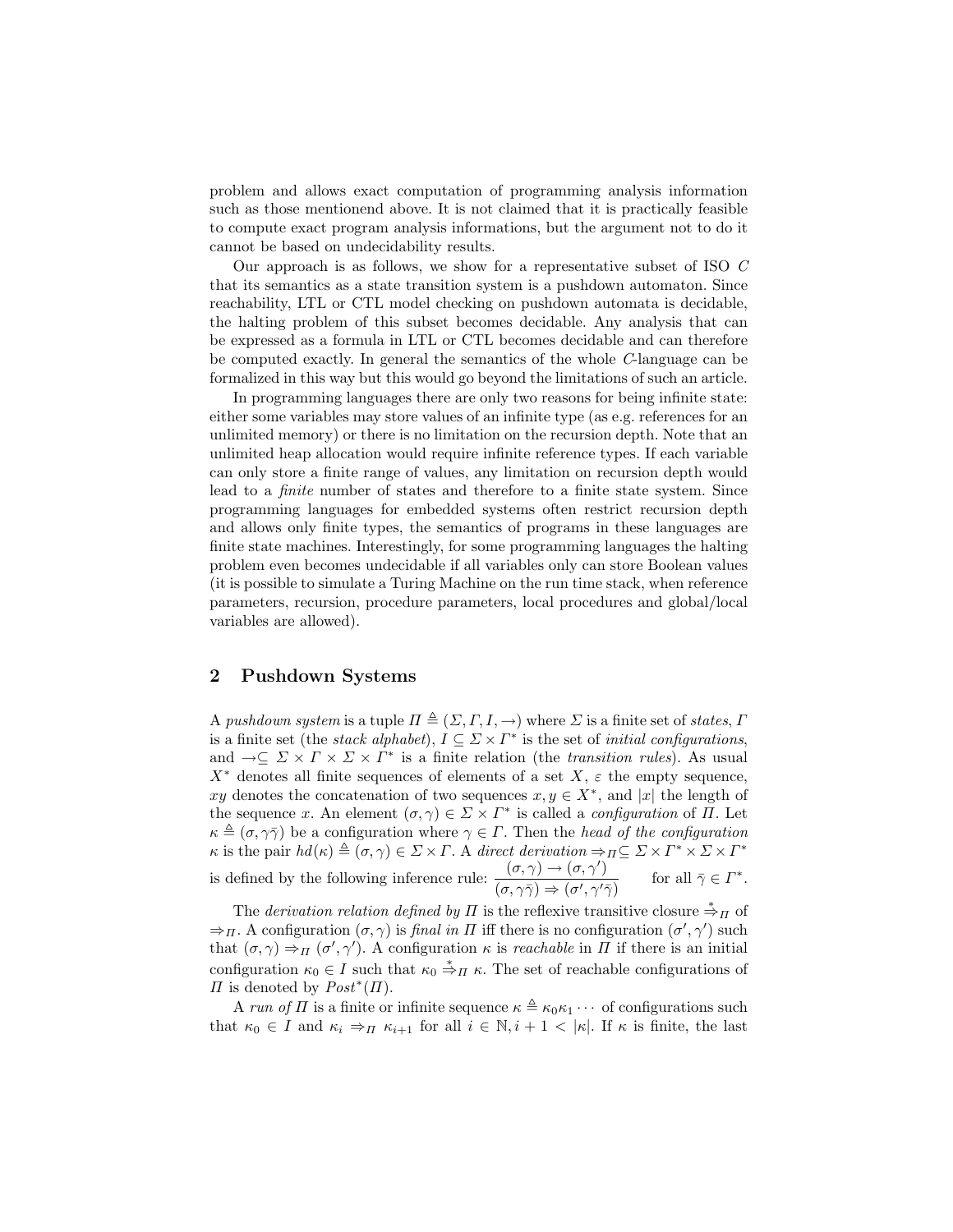problem and allows exact computation of programming analysis information such as those mentionend above. It is not claimed that it is practically feasible to compute exact program analysis informations, but the argument not to do it cannot be based on undecidability results.

Our approach is as follows, we show for a representative subset of ISO *C* that its semantics as a state transition system is a pushdown automaton. Since reachability, LTL or CTL model checking on pushdown automata is decidable, the halting problem of this subset becomes decidable. Any analysis that can be expressed as a formula in LTL or CTL becomes decidable and can therefore be computed exactly. In general the semantics of the whole *C*-language can be formalized in this way but this would go beyond the limitations of such an article.

In programming languages there are only two reasons for being infinite state: either some variables may store values of an infinite type (as e.g. references for an unlimited memory) or there is no limitation on the recursion depth. Note that an unlimited heap allocation would require infinite reference types. If each variable can only store a finite range of values, any limitation on recursion depth would lead to a *finite* number of states and therefore to a finite state system. Since programming languages for embedded systems often restrict recursion depth and allows only finite types, the semantics of programs in these languages are finite state machines. Interestingly, for some programming languages the halting problem even becomes undecidable if all variables only can store Boolean values (it is possible to simulate a Turing Machine on the run time stack, when reference parameters, recursion, procedure parameters, local procedures and global/local variables are allowed).

## 2 Pushdown Systems

A *pushdown system* is a tuple $\Pi \triangleq (\Sigma, \Gamma, I, \rightarrow)$ where $\Sigma$ is a finite set of *states*, $\Gamma$ is a finite set (the *stack alphabet*), $I \subseteq \Sigma \times \Gamma^*$ is the set of *initial configurations*, and $\rightarrow \subseteq \Sigma \times \Gamma \times \Sigma \times \Gamma^*$ is a finite relation (the *transition rules*). As usual $X^*$ denotes all finite sequences of elements of a set $X$, $\varepsilon$ the empty sequence, $xy$ denotes the concatenation of two sequences $x, y \in X^*$, and $|x|$ the length of the sequence $x$. An element $(\sigma, \gamma) \in \Sigma \times \Gamma^*$ is called a *configuration* of $\Pi$. Let $\kappa \triangleq (\sigma, \gamma\bar{\gamma})$ be a configuration where $\gamma \in \Gamma$. Then the *head of the configuration* $\kappa$ is the pair $hd(\kappa) \triangleq (\sigma, \gamma) \in \Sigma \times \Gamma$. A *direct derivation* $\Rightarrow_\Pi \subseteq \Sigma \times \Gamma^* \times \Sigma \times \Gamma^*$ is defined by the following inference rule: $\dfrac{(\sigma,\gamma) \rightarrow (\sigma,\gamma')}{(\sigma,\gamma\bar{\gamma}) \Rightarrow (\sigma',\gamma'\bar{\gamma})}$ for all $\bar{\gamma} \in \Gamma^*$.

The *derivation relation defined by* $\Pi$ is the reflexive transitive closure $\overset{*}{\Rightarrow}_\Pi$ of $\Rightarrow_\Pi$. A configuration $(\sigma, \gamma)$ is *final in* $\Pi$ iff there is no configuration $(\sigma', \gamma')$ such that $(\sigma, \gamma) \Rightarrow_\Pi (\sigma', \gamma')$. A configuration $\kappa$ is *reachable* in $\Pi$ if there is an initial configuration $\kappa_0 \in I$ such that $\kappa_0 \overset{*}{\Rightarrow}_\Pi \kappa$. The set of reachable configurations of $\Pi$ is denoted by $Post^*(\Pi)$.

A *run of* $\Pi$ is a finite or infinite sequence $\kappa \triangleq \kappa_0\kappa_1 \cdots$ of configurations such that $\kappa_0 \in I$ and $\kappa_i \Rightarrow_\Pi \kappa_{i+1}$ for all $i \in \mathbb{N}, i+1 < |\kappa|$. If $\kappa$ is finite, the last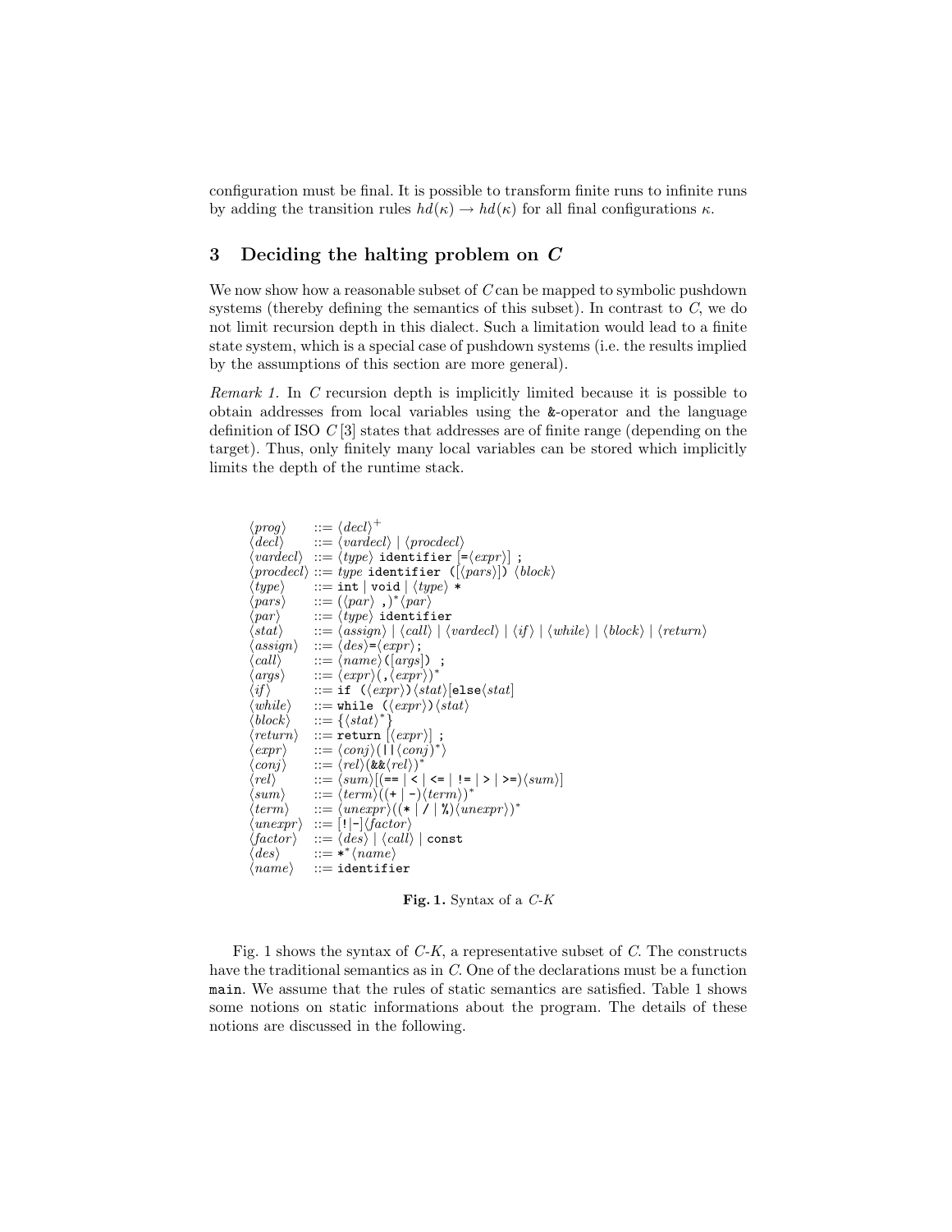configuration must be final. It is possible to transform finite runs to infinite runs by adding the transition rules $hd(\kappa) \rightarrow hd(\kappa)$ for all final configurations $\kappa$.

## 3 Deciding the halting problem on *C*

We now show how a reasonable subset of *C* can be mapped to symbolic pushdown systems (thereby defining the semantics of this subset). In contrast to *C*, we do not limit recursion depth in this dialect. Such a limitation would lead to a finite state system, which is a special case of pushdown systems (i.e. the results implied by the assumptions of this section are more general).

*Remark 1.* In *C* recursion depth is implicitly limited because it is possible to obtain addresses from local variables using the `&`-operator and the language definition of ISO *C* [3] states that addresses are of finite range (depending on the target). Thus, only finitely many local variables can be stored which implicitly limits the depth of the runtime stack.

```
⟨prog⟩     ::= ⟨decl⟩⁺
⟨decl⟩     ::= ⟨vardecl⟩ | ⟨procdecl⟩
⟨vardecl⟩  ::= ⟨type⟩ identifier [=⟨expr⟩] ;
⟨procdecl⟩ ::= type identifier ([⟨pars⟩]) ⟨block⟩
⟨type⟩     ::= int | void | ⟨type⟩ *
⟨pars⟩     ::= (⟨par⟩ ,)* ⟨par⟩
⟨par⟩      ::= ⟨type⟩ identifier
⟨stat⟩     ::= ⟨assign⟩ | ⟨call⟩ | ⟨vardecl⟩ | ⟨if⟩ | ⟨while⟩ | ⟨block⟩ | ⟨return⟩
⟨assign⟩   ::= ⟨des⟩=⟨expr⟩;
⟨call⟩     ::= ⟨name⟩([args]) ;
⟨args⟩     ::= ⟨expr⟩(,⟨expr⟩)*
⟨if⟩       ::= if (⟨expr⟩)⟨stat⟩[else⟨stat⟩]
⟨while⟩    ::= while (⟨expr⟩)⟨stat⟩
⟨block⟩    ::= {⟨stat⟩*}
⟨return⟩   ::= return [⟨expr⟩] ;
⟨expr⟩     ::= ⟨conj⟩(||⟨conj⟩*)
⟨conj⟩     ::= ⟨rel⟩(&&⟨rel⟩)*
⟨rel⟩      ::= ⟨sum⟩[(== | < | <= | != | > | >=)⟨sum⟩]
⟨sum⟩      ::= ⟨term⟩((+ | -)⟨term⟩)*
⟨term⟩     ::= ⟨unexpr⟩((* | / | %)⟨unexpr⟩)*
⟨unexpr⟩   ::= [!|-]⟨factor⟩
⟨factor⟩   ::= ⟨des⟩ | ⟨call⟩ | const
⟨des⟩      ::= *⟨name⟩
⟨name⟩     ::= identifier
```

**Fig. 1.** Syntax of a *C-K*

Fig. 1 shows the syntax of *C-K*, a representative subset of *C*. The constructs have the traditional semantics as in *C*. One of the declarations must be a function `main`. We assume that the rules of static semantics are satisfied. Table 1 shows some notions on static informations about the program. The details of these notions are discussed in the following.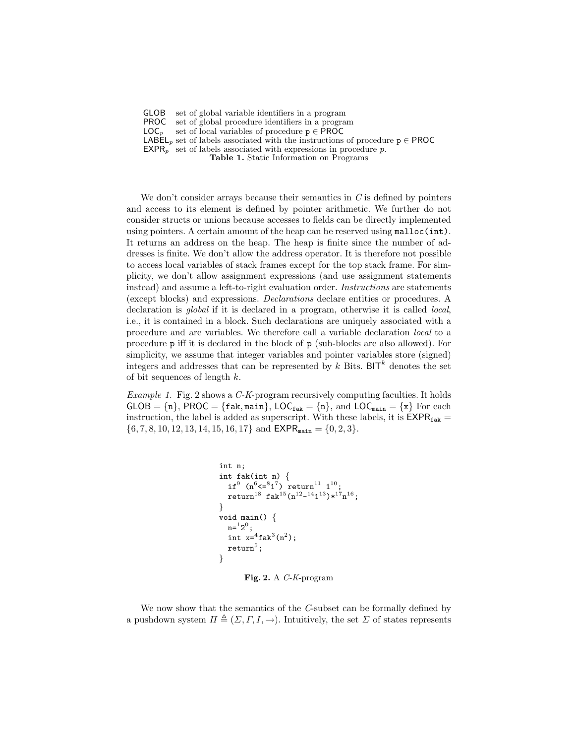| | |
|---|---|
| $\mathsf{GLOB}$ | set of global variable identifiers in a program |
| $\mathsf{PROC}$ | set of global procedure identifiers in a program |
| $\mathsf{LOC}_p$ | set of local variables of procedure $\mathtt{p} \in \mathsf{PROC}$ |
| $\mathsf{LABEL}_p$ | set of labels associated with the instructions of procedure $\mathtt{p} \in \mathsf{PROC}$ |
| $\mathsf{EXPR}_p$ | set of labels associated with expressions in procedure $p$. |

**Table 1.** Static Information on Programs

We don't consider arrays because their semantics in $C$ is defined by pointers and access to its element is defined by pointer arithmetic. We further do not consider structs or unions because accesses to fields can be directly implemented using pointers. A certain amount of the heap can be reserved using `malloc(int)`. It returns an address on the heap. The heap is finite since the number of addresses is finite. We don't allow the address operator. It is therefore not possible to access local variables of stack frames except for the top stack frame. For simplicity, we don't allow assignment expressions (and use assignment statements instead) and assume a left-to-right evaluation order. *Instructions* are statements (except blocks) and expressions. *Declarations* declare entities or procedures. A declaration is *global* if it is declared in a program, otherwise it is called *local*, i.e., it is contained in a block. Such declarations are uniquely associated with a procedure and are variables. We therefore call a variable declaration *local* to a procedure `p` iff it is declared in the block of `p` (sub-blocks are also allowed). For simplicity, we assume that integer variables and pointer variables store (signed) integers and addresses that can be represented by $k$ Bits. $\mathsf{BIT}^k$ denotes the set of bit sequences of length $k$.

*Example 1.* Fig. 2 shows a *C-K*-program recursively computing faculties. It holds $\mathsf{GLOB} = \{\mathtt{n}\}$, $\mathsf{PROC} = \{\mathtt{fak}, \mathtt{main}\}$, $\mathsf{LOC}_{\mathtt{fak}} = \{\mathtt{n}\}$, and $\mathsf{LOC}_{\mathtt{main}} = \{\mathtt{x}\}$ For each instruction, the label is added as superscript. With these labels, it is $\mathsf{EXPR}_{\mathtt{fak}} = \{6, 7, 8, 10, 12, 13, 14, 15, 16, 17\}$ and $\mathsf{EXPR}_{\mathtt{main}} = \{0, 2, 3\}$.

```
int n;
int fak(int n) {
  if^9 (n^6<=^8 1^7) return^11 1^10;
  return^18 fak^15(n^12-^14 1^13)*^17 n^16;
}
void main() {
  n=^1 2^0;
  int x=^4 fak^3(n^2);
  return^5;
}
```

**Fig. 2.** A *C-K*-program

We now show that the semantics of the *C*-subset can be formally defined by a pushdown system $\Pi \triangleq (\Sigma, \Gamma, I, \rightarrow)$. Intuitively, the set $\Sigma$ of states represents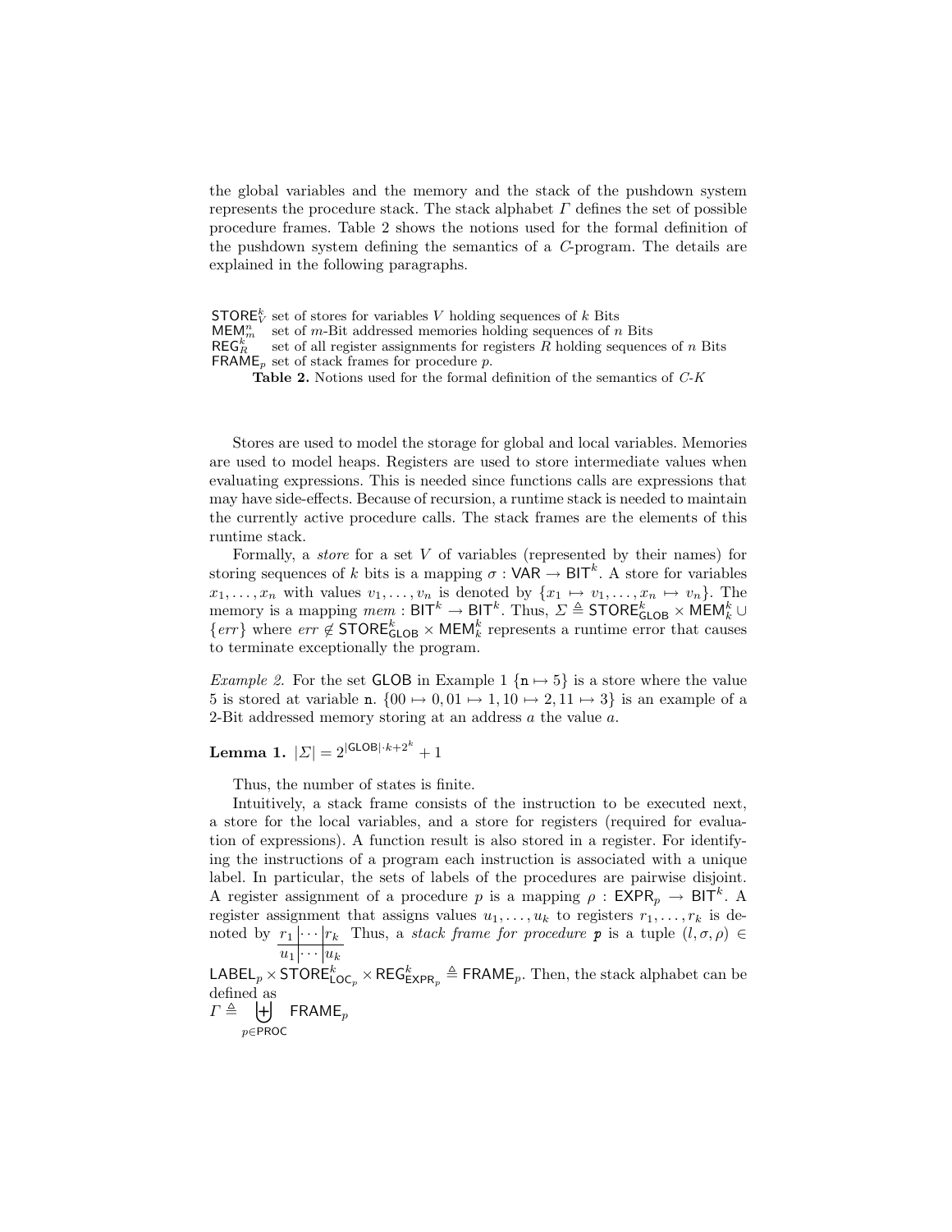the global variables and the memory and the stack of the pushdown system represents the procedure stack. The stack alphabet $\Gamma$ defines the set of possible procedure frames. Table 2 shows the notions used for the formal definition of the pushdown system defining the semantics of a *C*-program. The details are explained in the following paragraphs.

| | |
|---|---|
| $\mathsf{STORE}^k_V$ | set of stores for variables $V$ holding sequences of $k$ Bits |
| $\mathsf{MEM}^n_m$ | set of $m$-Bit addressed memories holding sequences of $n$ Bits |
| $\mathsf{REG}^k_R$ | set of all register assignments for registers $R$ holding sequences of $n$ Bits |
| $\mathsf{FRAME}_p$ | set of stack frames for procedure $p$. |

**Table 2.** Notions used for the formal definition of the semantics of *C-K*

Stores are used to model the storage for global and local variables. Memories are used to model heaps. Registers are used to store intermediate values when evaluating expressions. This is needed since functions calls are expressions that may have side-effects. Because of recursion, a runtime stack is needed to maintain the currently active procedure calls. The stack frames are the elements of this runtime stack.

Formally, a *store* for a set $V$ of variables (represented by their names) for storing sequences of $k$ bits is a mapping $\sigma : \mathsf{VAR} \rightarrow \mathsf{BIT}^k$. A store for variables $x_1, \ldots, x_n$ with values $v_1, \ldots, v_n$ is denoted by $\{x_1 \mapsto v_1, \ldots, x_n \mapsto v_n\}$. The memory is a mapping $mem : \mathsf{BIT}^k \rightarrow \mathsf{BIT}^k$. Thus, $\Sigma \triangleq \mathsf{STORE}^k_{\mathsf{GLOB}} \times \mathsf{MEM}^k_k \cup \{err\}$ where $err \notin \mathsf{STORE}^k_{\mathsf{GLOB}} \times \mathsf{MEM}^k_k$ represents a runtime error that causes to terminate exceptionally the program.

*Example 2.* For the set $\mathsf{GLOB}$ in Example 1 $\{\mathtt{n} \mapsto 5\}$ is a store where the value 5 is stored at variable `n`. $\{00 \mapsto 0, 01 \mapsto 1, 10 \mapsto 2, 11 \mapsto 3\}$ is an example of a 2-Bit addressed memory storing at an address $a$ the value $a$.

**Lemma 1.** $|\Sigma| = 2^{|\mathsf{GLOB}| \cdot k + 2^k} + 1$

Thus, the number of states is finite.

Intuitively, a stack frame consists of the instruction to be executed next, a store for the local variables, and a store for registers (required for evaluation of expressions). A function result is also stored in a register. For identifying the instructions of a program each instruction is associated with a unique label. In particular, the sets of labels of the procedures are pairwise disjoint. A register assignment of a procedure $p$ is a mapping $\rho : \mathsf{EXPR}_p \rightarrow \mathsf{BIT}^k$. A register assignment that assigns values $u_1, \ldots, u_k$ to registers $r_1, \ldots, r_k$ is denoted by $\begin{array}{c|c|c} r_1 & \cdots & r_k \\ \hline u_1 & \cdots & u_k \end{array}$ Thus, a *stack frame for procedure* $p$ is a tuple $(l, \sigma, \rho) \in \mathsf{LABEL}_p \times \mathsf{STORE}^k_{\mathsf{LOC}_p} \times \mathsf{REG}^k_{\mathsf{EXPR}_p} \triangleq \mathsf{FRAME}_p$. Then, the stack alphabet can be defined as

$$\Gamma \triangleq \biguplus_{p \in \mathsf{PROC}} \mathsf{FRAME}_p$$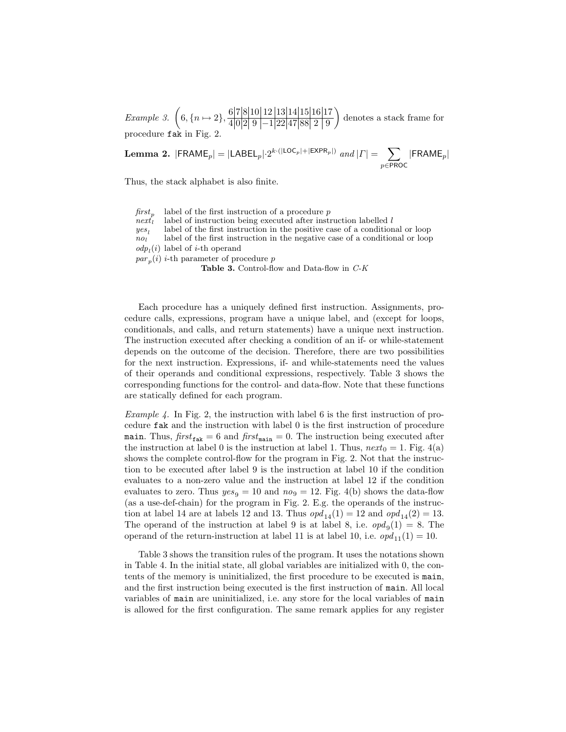*Example 3.* $\left(6, \{n \mapsto 2\}, \frac{6|7|8|10|\;12\;|13|14|15|16|17}{4|0|2|\;9\;|-1|22|47|88|\;2\;|\;9}\right)$ denotes a stack frame for procedure `fak` in Fig. 2.

**Lemma 2.** $|\mathsf{FRAME}_p| = |\mathsf{LABEL}_p| \cdot 2^{k \cdot (|\mathsf{LOC}_p| + |\mathsf{EXPR}_p|)}$ *and* $|\Gamma| = \sum_{p \in \mathsf{PROC}} |\mathsf{FRAME}_p|$

Thus, the stack alphabet is also finite.

| | |
|---|---|
| $first_p$ | label of the first instruction of a procedure $p$ |
| $next_l$ | label of instruction being executed after instruction labelled $l$ |
| $yes_l$ | label of the first instruction in the positive case of a conditional or loop |
| $no_l$ | label of the first instruction in the negative case of a conditional or loop |
| $odp_l(i)$ | label of $i$-th operand |
| $par_p(i)$ | $i$-th parameter of procedure $p$ |

**Table 3.** Control-flow and Data-flow in *C-K*

Each procedure has a uniquely defined first instruction. Assignments, procedure calls, expressions, program have a unique label, and (except for loops, conditionals, and calls, and return statements) have a unique next instruction. The instruction executed after checking a condition of an if- or while-statement depends on the outcome of the decision. Therefore, there are two possibilities for the next instruction. Expressions, if- and while-statements need the values of their operands and conditional expressions, respectively. Table 3 shows the corresponding functions for the control- and data-flow. Note that these functions are statically defined for each program.

*Example 4.* In Fig. 2, the instruction with label 6 is the first instruction of procedure `fak` and the instruction with label 0 is the first instruction of procedure `main`. Thus, $first_{\texttt{fak}} = 6$ and $first_{\texttt{main}} = 0$. The instruction being executed after the instruction at label 0 is the instruction at label 1. Thus, $next_0 = 1$. Fig. 4(a) shows the complete control-flow for the program in Fig. 2. Not that the instruction to be executed after label 9 is the instruction at label 10 if the condition evaluates to a non-zero value and the instruction at label 12 if the condition evaluates to zero. Thus $yes_9 = 10$ and $no_9 = 12$. Fig. 4(b) shows the data-flow (as a use-def-chain) for the program in Fig. 2. E.g. the operands of the instruction at label 14 are at labels 12 and 13. Thus $opd_{14}(1) = 12$ and $opd_{14}(2) = 13$. The operand of the instruction at label 9 is at label 8, i.e. $opd_9(1) = 8$. The operand of the return-instruction at label 11 is at label 10, i.e. $opd_{11}(1) = 10$.

Table 3 shows the transition rules of the program. It uses the notations shown in Table 4. In the initial state, all global variables are initialized with 0, the contents of the memory is uninitialized, the first procedure to be executed is `main`, and the first instruction being executed is the first instruction of `main`. All local variables of `main` are uninitialized, i.e. any store for the local variables of `main` is allowed for the first configuration. The same remark applies for any register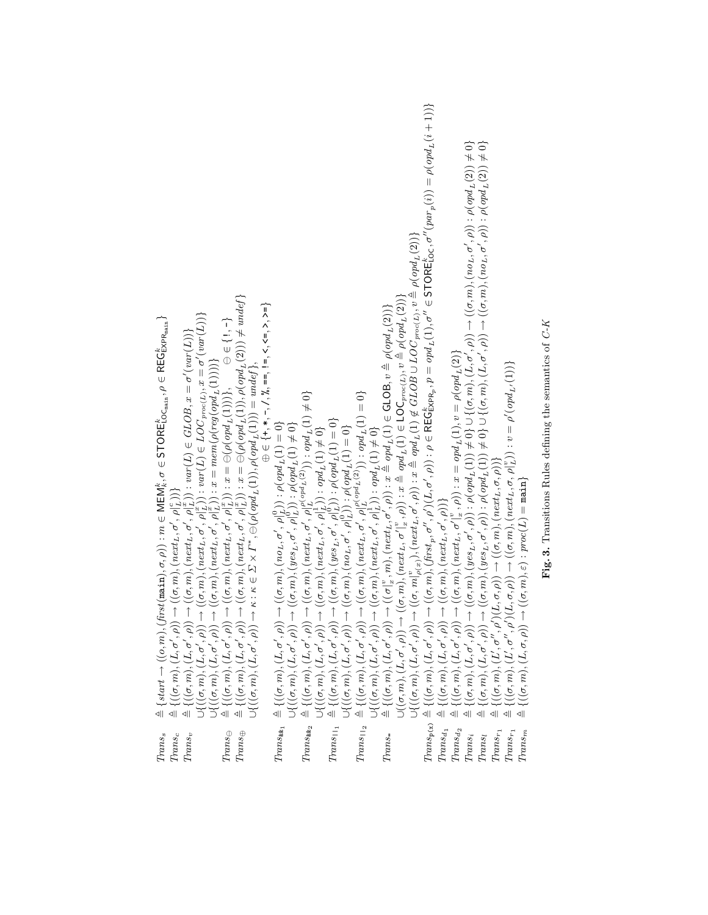$$
\begin{aligned}
Trans_s &\triangleq \{start \rightarrow ((\epsilon, m), (\mathit{first}(\texttt{main}), \sigma, \rho)) : m \in \mathsf{MEM}^k_k, \sigma \in \mathsf{STORE}^k_{\mathsf{LOC}_{\texttt{main}}}, \rho \in \mathsf{REG}^k_{\mathsf{EXPR}_{\texttt{main}}}\} \\
Trans_c &\triangleq \{((\sigma, m), (L, \sigma', \rho)) \rightarrow ((\sigma, m), (next_L, \sigma', \rho|^c_L))\} \\
Trans_v &\triangleq \{((\sigma, m), (L, \sigma', \rho)) \rightarrow ((\sigma, m), (next_L, \sigma', \rho|^x_L)) : var(L) \in GLOB, x = \sigma'(var(L))\} \\
&\cup \{((\sigma, m), (L, \sigma', \rho)) \rightarrow ((\sigma, m), (next_L, \sigma', \rho|^x_L)) : var(L) \in LOC_{proc(L)}, x = \sigma'(var(L))\} \\
&\cup \{((\sigma, m), (L, \sigma', \rho)) \rightarrow ((\sigma, m), (next_L, \sigma', \rho|^x_L)) : x = mem(\rho(reg(opd_L(1))))\} \\
Trans_\ominus &\triangleq \{((\sigma, m), (L, \sigma', \rho)) \rightarrow ((\sigma, m), (next_L, \sigma', \rho|^x_L)) : x = \ominus(\rho(opd_L(1)))\}, \quad \ominus \in \{\texttt{!}, \texttt{-}\} \\
Trans_\oplus &\triangleq \{((\sigma, m), (L, \sigma', \rho)) \rightarrow ((\sigma, m), (next_L, \sigma', \rho|^x_L)) : x = \oplus(\rho(opd_L(1)), \rho(opd_L(2))) \neq undef\} \\
&\cup \{((\sigma, m), (L, \sigma', \rho)) \rightarrow \kappa : \kappa \in \Sigma \times \Gamma^*, \oplus(\rho(opd_L(1)), \rho(opd_L(1))) = undef\}, \\
&\qquad \oplus \in \{\texttt{+}, \texttt{*}, \texttt{-}, \texttt{/}, \texttt{\%}, \texttt{==}, \texttt{!=}, \texttt{<}, \texttt{<=}, \texttt{>}, \texttt{>=}\} \\
Trans_{\texttt{\&\&}_1} &\triangleq \{((\sigma, m), (L, \sigma', \rho)) \rightarrow ((\sigma, m), (no_L, \sigma', \rho|^0_L)) : \rho(opd_L(1) = 0\} \\
&\cup \{((\sigma, m), (L, \sigma', \rho)) \rightarrow ((\sigma, m), (yes_L, \sigma', \rho|^0_L)) : \rho(opd_L(1) \neq 0\} \\
Trans_{\texttt{\&\&}_2} &\triangleq \{((\sigma, m), (L, \sigma', \rho)) \rightarrow ((\sigma, m), (next_L, \sigma', \rho|^{\rho(opd_L(2))}_L)) : opd_L(1) \neq 0\} \\
&\cup \{((\sigma, m), (L, \sigma', \rho)) \rightarrow ((\sigma, m), (next_L, \sigma', \rho|^1_L)) : opd_L(1) \neq 0\} \\
Trans_{\texttt{||}_1} &\triangleq \{((\sigma, m), (L, \sigma', \rho)) \rightarrow ((\sigma, m), (yes_L, \sigma', \rho|^0_L)) : \rho(opd_L(1) = 0\} \\
&\cup \{((\sigma, m), (L, \sigma', \rho)) \rightarrow ((\sigma, m), (no_L, \sigma', \rho|^0_L)) : \rho(opd_L(1) = 0\} \\
Trans_{\texttt{||}_2} &\triangleq \{((\sigma, m), (L, \sigma', \rho)) \rightarrow ((\sigma, m), (next_L, \sigma', \rho|^{\rho(opd_L(2))}_L)) : opd_L(1) = 0\} \\
&\cup \{((\sigma, m), (L, \sigma', \rho)) \rightarrow ((\sigma, m), (next_L, \sigma', \rho|^1_L)) : opd_L(1) \neq 0\} \\
Trans_{\texttt{=}} &\triangleq \{((\sigma, m), (L, \sigma', \rho)) \rightarrow ((\sigma|^v_x, m), (next_L, \sigma', \rho)) : x \triangleq opd_L(1) \in \mathsf{GLOB}, v \triangleq \rho(opd_L(2))\} \\
&\cup \{((\sigma, m), (L, \sigma', \rho)) \rightarrow ((\sigma, m), (next_L, \sigma'|^v_x, \rho)) : x \triangleq opd_L(1) \in \mathsf{LOC}_{proc(L)}, v \triangleq \rho(opd_L(2))\} \\
&\cup \{((\sigma, m), (L, \sigma', \rho)) \rightarrow ((\sigma, m)|^v_{\rho(x)}), (next_L, \sigma', \rho)) : x \triangleq opd_L(1) \notin GLOB \cup LOC_{proc(L)}, v \triangleq \rho(opd_L(2))\} \\
Trans_{\mathtt{p}(\mathtt{x})} &\triangleq \{((\sigma, m), (L, \sigma', \rho)) \rightarrow ((\sigma, m), (\mathit{first}_p, \sigma'', \rho')(L, \sigma', \rho)) : \rho \in \mathsf{REG}^k_{\mathsf{EXPR}_p}, p = opd_L(1), \sigma'' \in \mathsf{STORE}^k_{\mathsf{LOC}}, \sigma''(par_p(i)) = \rho(opd_L(i+1))\} \\
Trans_{d_1} &\triangleq \{((\sigma, m), (L, \sigma', \rho)) \rightarrow ((\sigma, m), (next_L, \sigma', \rho))\} \\
Trans_{d_2} &\triangleq \{((\sigma, m), (L, \sigma', \rho)) \rightarrow ((\sigma, m), (next_L, \sigma'|^v_x, \rho)) : x = opd_L(1), v = \rho(opd_L(2)\} \\
Trans_i &\triangleq \{(\sigma, m), (L, \sigma', \rho)) \rightarrow ((\sigma, m), (yes_L, \sigma', \rho)) : \rho(opd_L(1)) \neq 0\} \cup \{(\sigma, m), (L, \sigma', \rho)) \rightarrow ((\sigma, m), (no_L, \sigma', \rho)) : \rho(opd_L(2)) \neq 0\} \\
Trans_l &\triangleq \{(\sigma, m), (L, \sigma', \rho)) \rightarrow ((\sigma, m), (yes_L, \sigma', \rho)) : \rho(opd_L(1)) \neq 0\} \cup \{(\sigma, m), (L, \sigma', \rho)) \rightarrow ((\sigma, m), (no_L, \sigma', \rho)) : \rho(opd_L(2)) \neq 0\} \\
Trans_{r_1} &\triangleq \{((\sigma, m), (L', \sigma'', \rho')(L, \sigma, \rho)) \rightarrow ((\sigma, m), (next_L, \sigma, \rho))\} \\
Trans_{r_1} &\triangleq \{((\sigma, m), (L', \sigma'', \rho')(L, \sigma, \rho)) \rightarrow ((\sigma, m), (next_L, \sigma, \rho|^v_L)) : v = \rho'(opd_{L'}(1))\} \\
Trans_m &\triangleq \{((\sigma, m), (L, \sigma, \rho)) \rightarrow ((\sigma, m), \varepsilon) : proc(L) = \texttt{main}\}
\end{aligned}
$$

**Fig. 3.** Transitions Rules defining the semantics of *C-K*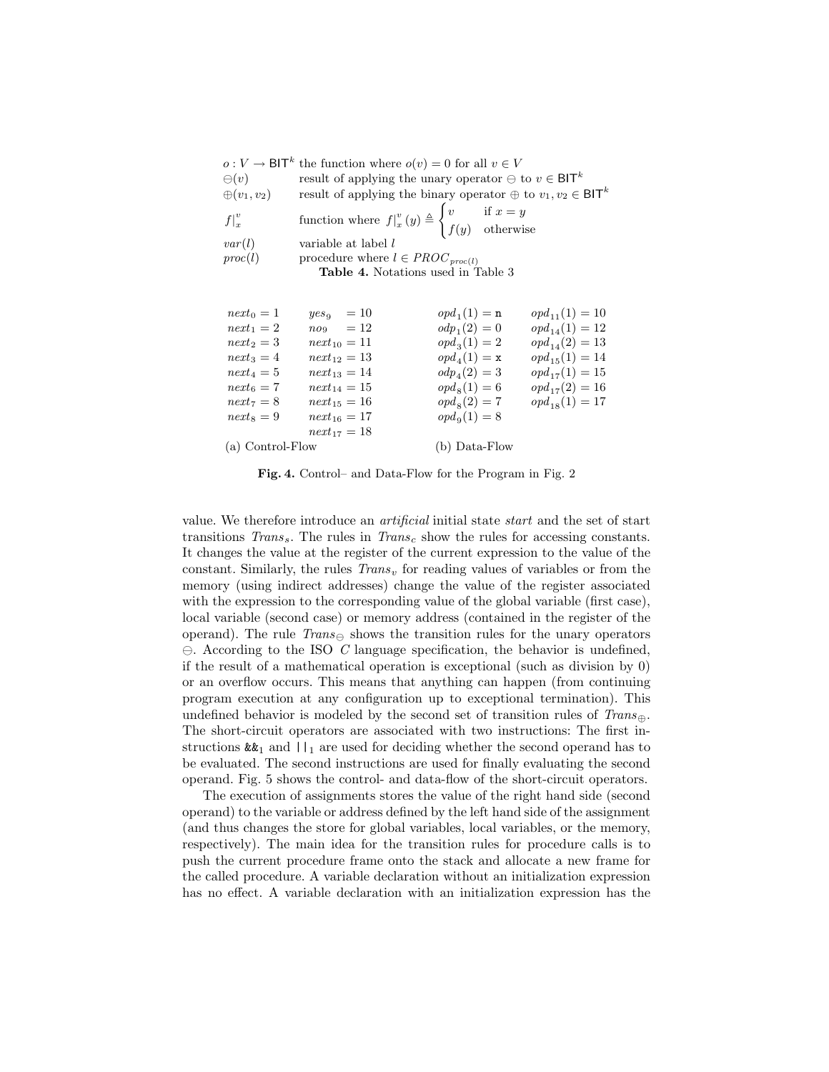| | |
|---|---|
| $o : V \to \mathsf{BIT}^k$ | the function where $o(v) = 0$ for all $v \in V$ |
| $\ominus(v)$ | result of applying the unary operator $\ominus$ to $v \in \mathsf{BIT}^k$ |
| $\oplus(v_1, v_2)$ | result of applying the binary operator $\oplus$ to $v_1, v_2 \in \mathsf{BIT}^k$ |
| $f\|_x^v$ | function where $f\|_x^v(y) \triangleq \begin{cases} v & \text{if } x = y \\ f(y) & \text{otherwise} \end{cases}$ |
| $var(l)$ | variable at label $l$ |
| $proc(l)$ | procedure where $l \in PROC_{proc(l)}$ |

**Table 4.** Notations used in Table 3

(a) Control-Flow

| | |
|---|---|
| $next_0 = 1$ | $yes_9 = 10$ |
| $next_1 = 2$ | $no_9 = 12$ |
| $next_2 = 3$ | $next_{10} = 11$ |
| $next_3 = 4$ | $next_{12} = 13$ |
| $next_4 = 5$ | $next_{13} = 14$ |
| $next_6 = 7$ | $next_{14} = 15$ |
| $next_7 = 8$ | $next_{15} = 16$ |
| $next_8 = 9$ | $next_{16} = 17$ |
| | $next_{17} = 18$ |

(b) Data-Flow

| | |
|---|---|
| $opd_1(1) = \mathtt{n}$ | $opd_{11}(1) = 10$ |
| $odp_1(2) = 0$ | $opd_{14}(1) = 12$ |
| $opd_3(1) = 2$ | $opd_{14}(2) = 13$ |
| $opd_4(1) = \mathtt{x}$ | $opd_{15}(1) = 14$ |
| $odp_4(2) = 3$ | $opd_{17}(1) = 15$ |
| $opd_8(1) = 6$ | $opd_{17}(2) = 16$ |
| $opd_8(2) = 7$ | $opd_{18}(1) = 17$ |
| $opd_9(1) = 8$ | |

**Fig. 4.** Control– and Data-Flow for the Program in Fig. 2

value. We therefore introduce an *artificial* initial state *start* and the set of start transitions $Trans_s$. The rules in $Trans_c$ show the rules for accessing constants. It changes the value at the register of the current expression to the value of the constant. Similarly, the rules $Trans_v$ for reading values of variables or from the memory (using indirect addresses) change the value of the register associated with the expression to the corresponding value of the global variable (first case), local variable (second case) or memory address (contained in the register of the operand). The rule $Trans_\ominus$ shows the transition rules for the unary operators $\ominus$. According to the ISO *C* language specification, the behavior is undefined, if the result of a mathematical operation is exceptional (such as division by 0) or an overflow occurs. This means that anything can happen (from continuing program execution at any configuration up to exceptional termination). This undefined behavior is modeled by the second set of transition rules of $Trans_\oplus$. The short-circuit operators are associated with two instructions: The first instructions `&&`$_1$ and `||`$_1$ are used for deciding whether the second operand has to be evaluated. The second instructions are used for finally evaluating the second operand. Fig. 5 shows the control- and data-flow of the short-circuit operators.

The execution of assignments stores the value of the right hand side (second operand) to the variable or address defined by the left hand side of the assignment (and thus changes the store for global variables, local variables, or the memory, respectively). The main idea for the transition rules for procedure calls is to push the current procedure frame onto the stack and allocate a new frame for the called procedure. A variable declaration without an initialization expression has no effect. A variable declaration with an initialization expression has the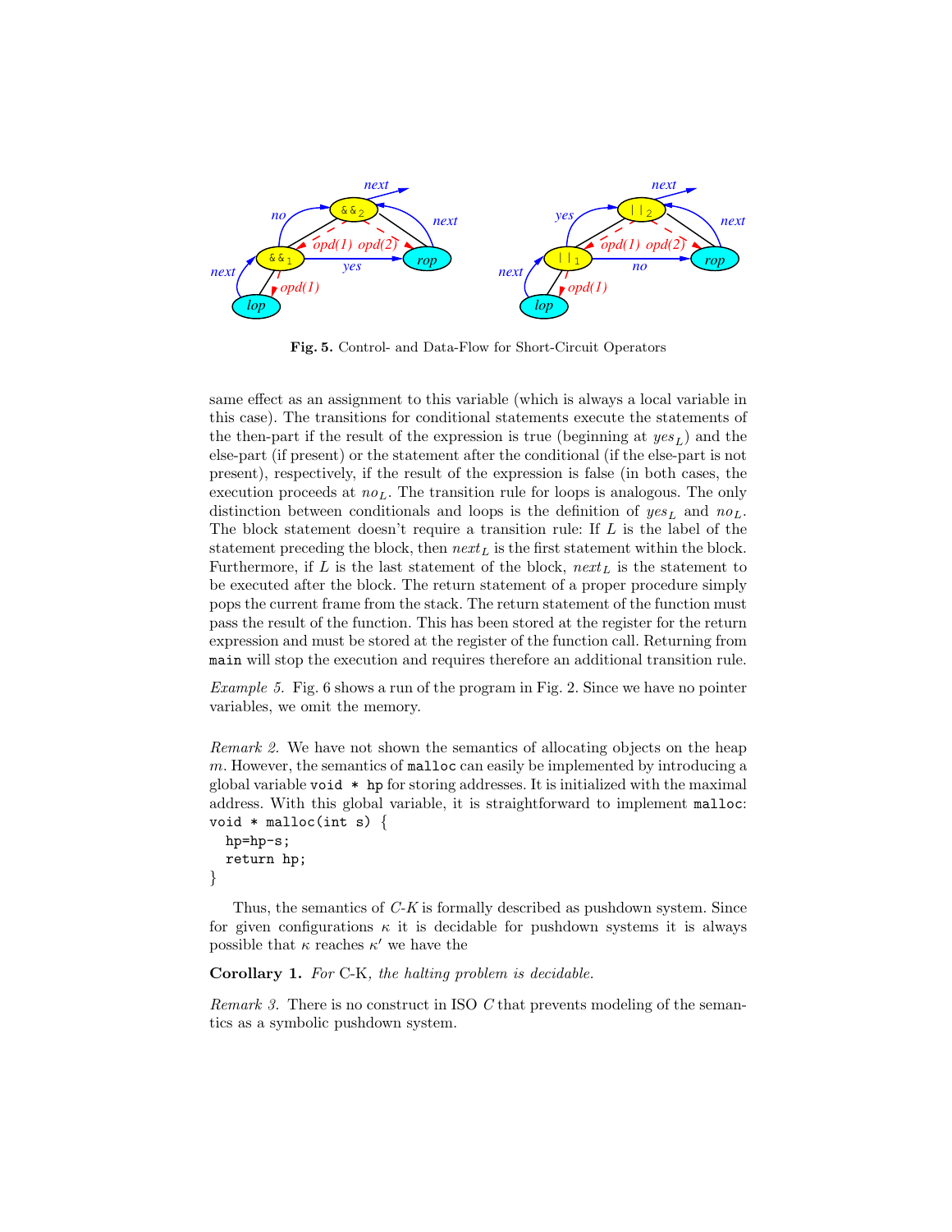**Fig. 5.** Control- and Data-Flow for Short-Circuit Operators

same effect as an assignment to this variable (which is always a local variable in this case). The transitions for conditional statements execute the statements of the then-part if the result of the expression is true (beginning at $yes_L$) and the else-part (if present) or the statement after the conditional (if the else-part is not present), respectively, if the result of the expression is false (in both cases, the execution proceeds at $no_L$. The transition rule for loops is analogous. The only distinction between conditionals and loops is the definition of $yes_L$ and $no_L$. The block statement doesn't require a transition rule: If $L$ is the label of the statement preceding the block, then $next_L$ is the first statement within the block. Furthermore, if $L$ is the last statement of the block, $next_L$ is the statement to be executed after the block. The return statement of a proper procedure simply pops the current frame from the stack. The return statement of the function must pass the result of the function. This has been stored at the register for the return expression and must be stored at the register of the function call. Returning from `main` will stop the execution and requires therefore an additional transition rule.

*Example 5.* Fig. 6 shows a run of the program in Fig. 2. Since we have no pointer variables, we omit the memory.

*Remark 2.* We have not shown the semantics of allocating objects on the heap $m$. However, the semantics of `malloc` can easily be implemented by introducing a global variable `void * hp` for storing addresses. It is initialized with the maximal address. With this global variable, it is straightforward to implement `malloc`:

```
void * malloc(int s) {
  hp=hp-s;
  return hp;
}
```

Thus, the semantics of *C-K* is formally described as pushdown system. Since for given configurations $\kappa$ it is decidable for pushdown systems it is always possible that $\kappa$ reaches $\kappa'$ we have the

**Corollary 1.** *For* C-K*, the halting problem is decidable.*

*Remark 3.* There is no construct in ISO *C* that prevents modeling of the semantics as a symbolic pushdown system.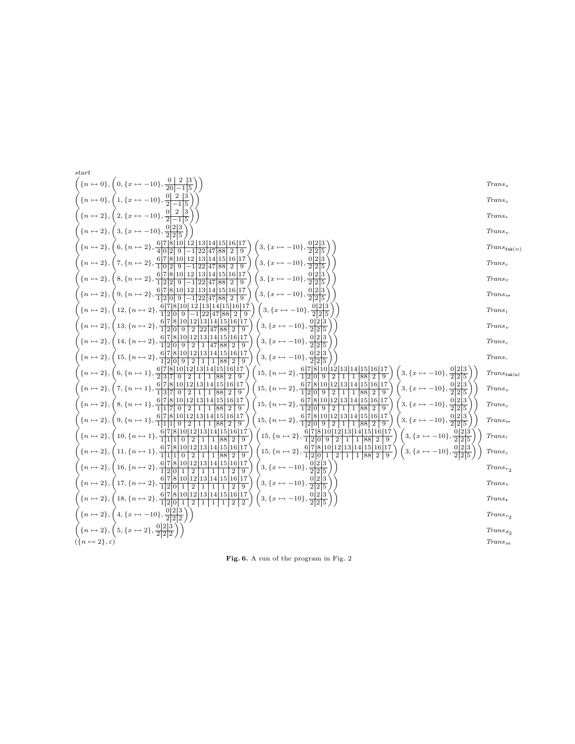*start*

$$\left(\{n \mapsto 0\}, \left(0, \{x \mapsto -10\}, \frac{0|2|3}{20|-1|5}\right)\right) \qquad \mathit{Trans}_s$$

$$\left(\{n \mapsto 0\}, \left(1, \{x \mapsto -10\}, \frac{0|2|3}{2|-1|5}\right)\right) \qquad \mathit{Trans}_c$$

$$\left(\{n \mapsto 2\}, \left(2, \{x \mapsto -10\}, \frac{0|2|3}{2|-1|5}\right)\right) \qquad \mathit{Trans}_=$$

$$\left(\{n \mapsto 2\}, \left(3, \{x \mapsto -10\}, \frac{0|2|3}{2|2|5}\right)\right) \qquad \mathit{Trans}_v$$

$$\left(\{n \mapsto 2\}, \left(6, \{n \mapsto 2\}, \frac{6|7|8|10|12|13|14|15|16|17}{4|0|2|9|-1|22|47|88|2|9}\right) \left(3, \{x \mapsto -10\}, \frac{0|2|3}{2|2|5}\right)\right) \qquad \mathit{Trans}_{\mathtt{fak}(n)}$$

$$\left(\{n \mapsto 2\}, \left(7, \{n \mapsto 2\}, \frac{6|7|8|10|12|13|14|15|16|17}{1|0|2|9|-1|22|47|88|2|9}\right) \left(3, \{x \mapsto -10\}, \frac{0|2|3}{2|2|5}\right)\right) \qquad \mathit{Trans}_c$$

$$\left(\{n \mapsto 2\}, \left(8, \{n \mapsto 2\}, \frac{6|7|8|10|12|13|14|15|16|17}{1|2|2|9|-1|22|47|88|2|9}\right) \left(3, \{x \mapsto -10\}, \frac{0|2|3}{2|2|5}\right)\right) \qquad \mathit{Trans}_v$$

$$\left(\{n \mapsto 2\}, \left(9, \{n \mapsto 2\}, \frac{6|7|8|10|12|13|14|15|16|17}{1|2|0|9|-1|22|47|88|2|9}\right) \left(3, \{x \mapsto -10\}, \frac{0|2|3}{2|2|5}\right)\right) \qquad \mathit{Trans}_{<=}$$

$$\left(\{n \mapsto 2\}, \left(12, \{n \mapsto 2\}, \frac{6|7|8|10|12|13|14|15|16|17}{1|2|0|9|-1|22|47|88|2|9}\right) \left(3, \{x \mapsto -10\}, \frac{0|2|3}{2|2|5}\right)\right) \qquad \mathit{Trans}_i$$

$$\left(\{n \mapsto 2\}, \left(13, \{n \mapsto 2\}, \frac{6|7|8|10|12|13|14|15|16|17}{1|2|0|9|2|22|47|88|2|9}\right) \left(3, \{x \mapsto -10\}, \frac{0|2|3}{2|2|5}\right)\right) \qquad \mathit{Trans}_v$$

$$\left(\{n \mapsto 2\}, \left(14, \{n \mapsto 2\}, \frac{6|7|8|10|12|13|14|15|16|17}{1|2|0|9|2|1|47|88|2|9}\right) \left(3, \{x \mapsto -10\}, \frac{0|2|3}{2|2|5}\right)\right) \qquad \mathit{Trans}_c$$

$$\left(\{n \mapsto 2\}, \left(15, \{n \mapsto 2\}, \frac{6|7|8|10|12|13|14|15|16|17}{1|2|0|9|2|1|1|88|2|9}\right) \left(3, \{x \mapsto -10\}, \frac{0|2|3}{2|2|5}\right)\right) \qquad \mathit{Trans}_-$$

$$\left(\{n \mapsto 2\}, \left(6, \{n \mapsto 1\}, \frac{6|7|8|10|12|13|14|15|16|17}{2|3|7|0|2|1|1|88|2|9}\right) \left(15, \{n \mapsto 2\}, \frac{6|7|8|10|12|13|14|15|16|17}{1|2|0|9|2|1|1|88|2|9}\right) \left(3, \{x \mapsto -10\}, \frac{0|2|3}{2|2|5}\right)\right) \qquad \mathit{Trans}_{\mathtt{fak(n)}}$$

$$\left(\{n \mapsto 2\}, \left(7, \{n \mapsto 1\}, \frac{6|7|8|10|12|13|14|15|16|17}{1|3|7|0|2|1|1|88|2|9}\right) \left(15, \{n \mapsto 2\}, \frac{6|7|8|10|12|13|14|15|16|17}{1|2|0|9|2|1|1|88|2|9}\right) \left(3, \{x \mapsto -10\}, \frac{0|2|3}{2|2|5}\right)\right) \qquad \mathit{Trans}_v$$

$$\left(\{n \mapsto 2\}, \left(8, \{n \mapsto 1\}, \frac{6|7|8|10|12|13|14|15|16|17}{1|1|7|0|2|1|1|88|2|9}\right) \left(15, \{n \mapsto 2\}, \frac{6|7|8|10|12|13|14|15|16|17}{1|2|0|9|2|1|1|88|2|9}\right) \left(3, \{x \mapsto -10\}, \frac{0|2|3}{2|2|5}\right)\right) \qquad \mathit{Trans}_c$$

$$\left(\{n \mapsto 2\}, \left(9, \{n \mapsto 1\}, \frac{6|7|8|10|12|13|14|15|16|17}{1|1|1|0|2|1|1|88|2|9}\right) \left(15, \{n \mapsto 2\}, \frac{6|7|8|10|12|13|14|15|16|17}{1|2|0|9|2|1|1|88|2|9}\right) \left(3, \{x \mapsto -10\}, \frac{0|2|3}{2|2|5}\right)\right) \qquad \mathit{Trans}_{<=}$$

$$\left(\{n \mapsto 2\}, \left(10, \{n \mapsto 1\}, \frac{6|7|8|10|12|13|14|15|16|17}{1|1|1|0|2|1|1|88|2|9}\right) \left(15, \{n \mapsto 2\}, \frac{6|7|8|10|12|13|14|15|16|17}{1|2|0|9|2|1|1|88|2|9}\right) \left(3, \{x \mapsto -10\}, \frac{0|2|3}{2|2|5}\right)\right) \qquad \mathit{Trans}_i$$

$$\left(\{n \mapsto 2\}, \left(11, \{n \mapsto 1\}, \frac{6|7|8|10|12|13|14|15|16|17}{1|1|1|0|2|1|1|88|2|9}\right) \left(15, \{n \mapsto 2\}, \frac{6|7|8|10|12|13|14|15|16|17}{1|2|0|1|2|1|1|88|2|9}\right) \left(3, \{x \mapsto -10\}, \frac{0|2|3}{2|2|5}\right)\right) \qquad \mathit{Trans}_c$$

$$\left(\{n \mapsto 2\}, \left(16, \{n \mapsto 2\}, \frac{6|7|8|10|12|13|14|15|16|17}{1|2|0|1|2|1|1|1|2|9}\right) \left(3, \{x \mapsto -10\}, \frac{0|2|3}{2|2|5}\right)\right) \qquad \mathit{Trans}_{r_2}$$

$$\left(\{n \mapsto 2\}, \left(17, \{n \mapsto 2\}, \frac{6|7|8|10|12|13|14|15|16|17}{1|2|0|1|2|1|1|1|2|9}\right) \left(3, \{x \mapsto -10\}, \frac{0|2|3}{2|2|5}\right)\right) \qquad \mathit{Trans}_v$$

$$\left(\{n \mapsto 2\}, \left(18, \{n \mapsto 2\}, \frac{6|7|8|10|12|13|14|15|16|17}{1|2|0|1|2|1|1|1|2|2}\right) \left(3, \{x \mapsto -10\}, \frac{0|2|3}{2|2|5}\right)\right) \qquad \mathit{Trans}_*$$

$$\left(\{n \mapsto 2\}, \left(4, \{x \mapsto -10\}, \frac{0|2|3}{2|2|2}\right)\right) \qquad \mathit{Trans}_{r_2}$$

$$\left(\{n \mapsto 2\}, \left(5, \{x \mapsto 2\}, \frac{0|2|3}{2|2|2}\right)\right) \qquad \mathit{Trans}_{d_2}$$

$$(\{n \mapsto 2\}, \varepsilon) \qquad \mathit{Trans}_m$$

**Fig. 6.** A run of the program in Fig. 2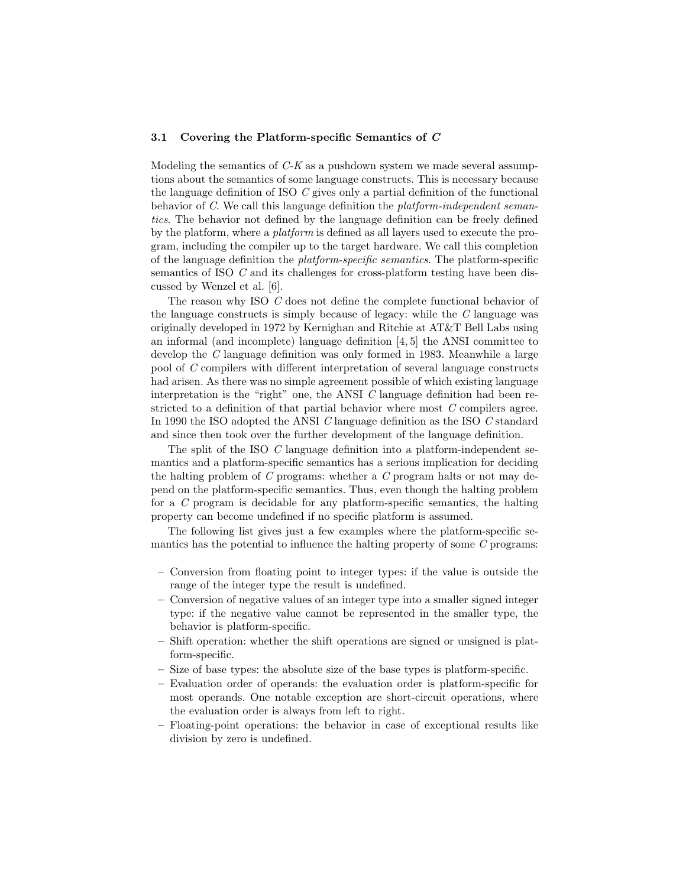### 3.1 Covering the Platform-specific Semantics of *C*

Modeling the semantics of *C-K* as a pushdown system we made several assumptions about the semantics of some language constructs. This is necessary because the language definition of ISO *C* gives only a partial definition of the functional behavior of *C*. We call this language definition the *platform-independent semantics*. The behavior not defined by the language definition can be freely defined by the platform, where a *platform* is defined as all layers used to execute the program, including the compiler up to the target hardware. We call this completion of the language definition the *platform-specific semantics*. The platform-specific semantics of ISO *C* and its challenges for cross-platform testing have been discussed by Wenzel et al. [6].

The reason why ISO *C* does not define the complete functional behavior of the language constructs is simply because of legacy: while the *C* language was originally developed in 1972 by Kernighan and Ritchie at AT&T Bell Labs using an informal (and incomplete) language definition [4, 5] the ANSI committee to develop the *C* language definition was only formed in 1983. Meanwhile a large pool of *C* compilers with different interpretation of several language constructs had arisen. As there was no simple agreement possible of which existing language interpretation is the "right" one, the ANSI *C* language definition had been restricted to a definition of that partial behavior where most *C* compilers agree. In 1990 the ISO adopted the ANSI *C* language definition as the ISO *C* standard and since then took over the further development of the language definition.

The split of the ISO *C* language definition into a platform-independent semantics and a platform-specific semantics has a serious implication for deciding the halting problem of *C* programs: whether a *C* program halts or not may depend on the platform-specific semantics. Thus, even though the halting problem for a *C* program is decidable for any platform-specific semantics, the halting property can become undefined if no specific platform is assumed.

The following list gives just a few examples where the platform-specific semantics has the potential to influence the halting property of some *C* programs:

- Conversion from floating point to integer types: if the value is outside the range of the integer type the result is undefined.
- Conversion of negative values of an integer type into a smaller signed integer type: if the negative value cannot be represented in the smaller type, the behavior is platform-specific.
- Shift operation: whether the shift operations are signed or unsigned is platform-specific.
- Size of base types: the absolute size of the base types is platform-specific.
- Evaluation order of operands: the evaluation order is platform-specific for most operands. One notable exception are short-circuit operations, where the evaluation order is always from left to right.
- Floating-point operations: the behavior in case of exceptional results like division by zero is undefined.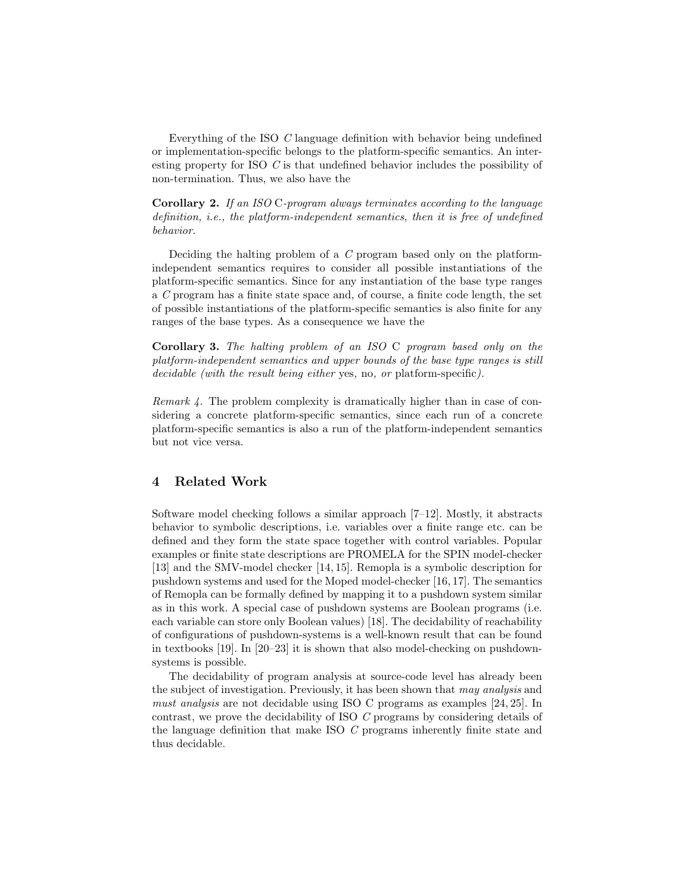Everything of the ISO *C* language definition with behavior being undefined or implementation-specific belongs to the platform-specific semantics. An interesting property for ISO *C* is that undefined behavior includes the possibility of non-termination. Thus, we also have the

**Corollary 2.** *If an ISO* C*-program always terminates according to the language definition, i.e., the platform-independent semantics, then it is free of undefined behavior.*

Deciding the halting problem of a *C* program based only on the platform-independent semantics requires to consider all possible instantiations of the platform-specific semantics. Since for any instantiation of the base type ranges a *C* program has a finite state space and, of course, a finite code length, the set of possible instantiations of the platform-specific semantics is also finite for any ranges of the base types. As a consequence we have the

**Corollary 3.** *The halting problem of an ISO* C *program based only on the platform-independent semantics and upper bounds of the base type ranges is still decidable (with the result being either* yes, no, *or* platform-specific*).*

*Remark 4.* The problem complexity is dramatically higher than in case of considering a concrete platform-specific semantics, since each run of a concrete platform-specific semantics is also a run of the platform-independent semantics but not vice versa.

## 4 Related Work

Software model checking follows a similar approach [7–12]. Mostly, it abstracts behavior to symbolic descriptions, i.e. variables over a finite range etc. can be defined and they form the state space together with control variables. Popular examples or finite state descriptions are PROMELA for the SPIN model-checker [13] and the SMV-model checker [14, 15]. Remopla is a symbolic description for pushdown systems and used for the Moped model-checker [16, 17]. The semantics of Remopla can be formally defined by mapping it to a pushdown system similar as in this work. A special case of pushdown systems are Boolean programs (i.e. each variable can store only Boolean values) [18]. The decidability of reachability of configurations of pushdown-systems is a well-known result that can be found in textbooks [19]. In [20–23] it is shown that also model-checking on pushdown-systems is possible.

The decidability of program analysis at source-code level has already been the subject of investigation. Previously, it has been shown that *may analysis* and *must analysis* are not decidable using ISO C programs as examples [24, 25]. In contrast, we prove the decidability of ISO *C* programs by considering details of the language definition that make ISO *C* programs inherently finite state and thus decidable.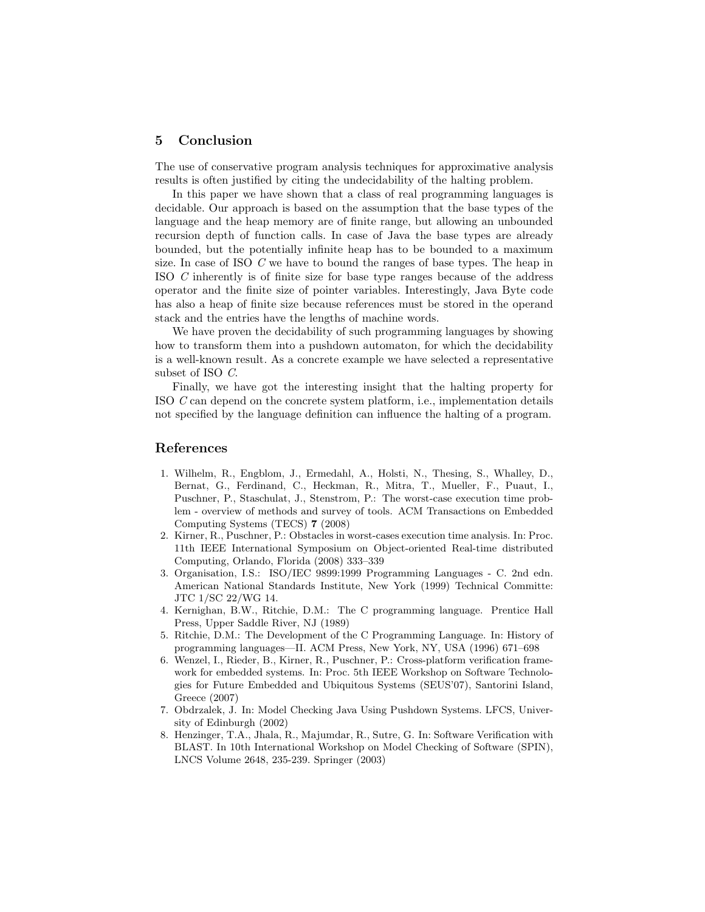## 5 Conclusion

The use of conservative program analysis techniques for approximative analysis results is often justified by citing the undecidability of the halting problem.

In this paper we have shown that a class of real programming languages is decidable. Our approach is based on the assumption that the base types of the language and the heap memory are of finite range, but allowing an unbounded recursion depth of function calls. In case of Java the base types are already bounded, but the potentially infinite heap has to be bounded to a maximum size. In case of ISO *C* we have to bound the ranges of base types. The heap in ISO *C* inherently is of finite size for base type ranges because of the address operator and the finite size of pointer variables. Interestingly, Java Byte code has also a heap of finite size because references must be stored in the operand stack and the entries have the lengths of machine words.

We have proven the decidability of such programming languages by showing how to transform them into a pushdown automaton, for which the decidability is a well-known result. As a concrete example we have selected a representative subset of ISO *C*.

Finally, we have got the interesting insight that the halting property for ISO *C* can depend on the concrete system platform, i.e., implementation details not specified by the language definition can influence the halting of a program.

## References

1. Wilhelm, R., Engblom, J., Ermedahl, A., Holsti, N., Thesing, S., Whalley, D., Bernat, G., Ferdinand, C., Heckman, R., Mitra, T., Mueller, F., Puaut, I., Puschner, P., Staschulat, J., Stenstrom, P.: The worst-case execution time problem - overview of methods and survey of tools. ACM Transactions on Embedded Computing Systems (TECS) **7** (2008)
2. Kirner, R., Puschner, P.: Obstacles in worst-cases execution time analysis. In: Proc. 11th IEEE International Symposium on Object-oriented Real-time distributed Computing, Orlando, Florida (2008) 333–339
3. Organisation, I.S.: ISO/IEC 9899:1999 Programming Languages - C. 2nd edn. American National Standards Institute, New York (1999) Technical Committe: JTC 1/SC 22/WG 14.
4. Kernighan, B.W., Ritchie, D.M.: The C programming language. Prentice Hall Press, Upper Saddle River, NJ (1989)
5. Ritchie, D.M.: The Development of the C Programming Language. In: History of programming languages—II. ACM Press, New York, NY, USA (1996) 671–698
6. Wenzel, I., Rieder, B., Kirner, R., Puschner, P.: Cross-platform verification framework for embedded systems. In: Proc. 5th IEEE Workshop on Software Technologies for Future Embedded and Ubiquitous Systems (SEUS'07), Santorini Island, Greece (2007)
7. Obdrzalek, J. In: Model Checking Java Using Pushdown Systems. LFCS, University of Edinburgh (2002)
8. Henzinger, T.A., Jhala, R., Majumdar, R., Sutre, G. In: Software Verification with BLAST. In 10th International Workshop on Model Checking of Software (SPIN), LNCS Volume 2648, 235-239. Springer (2003)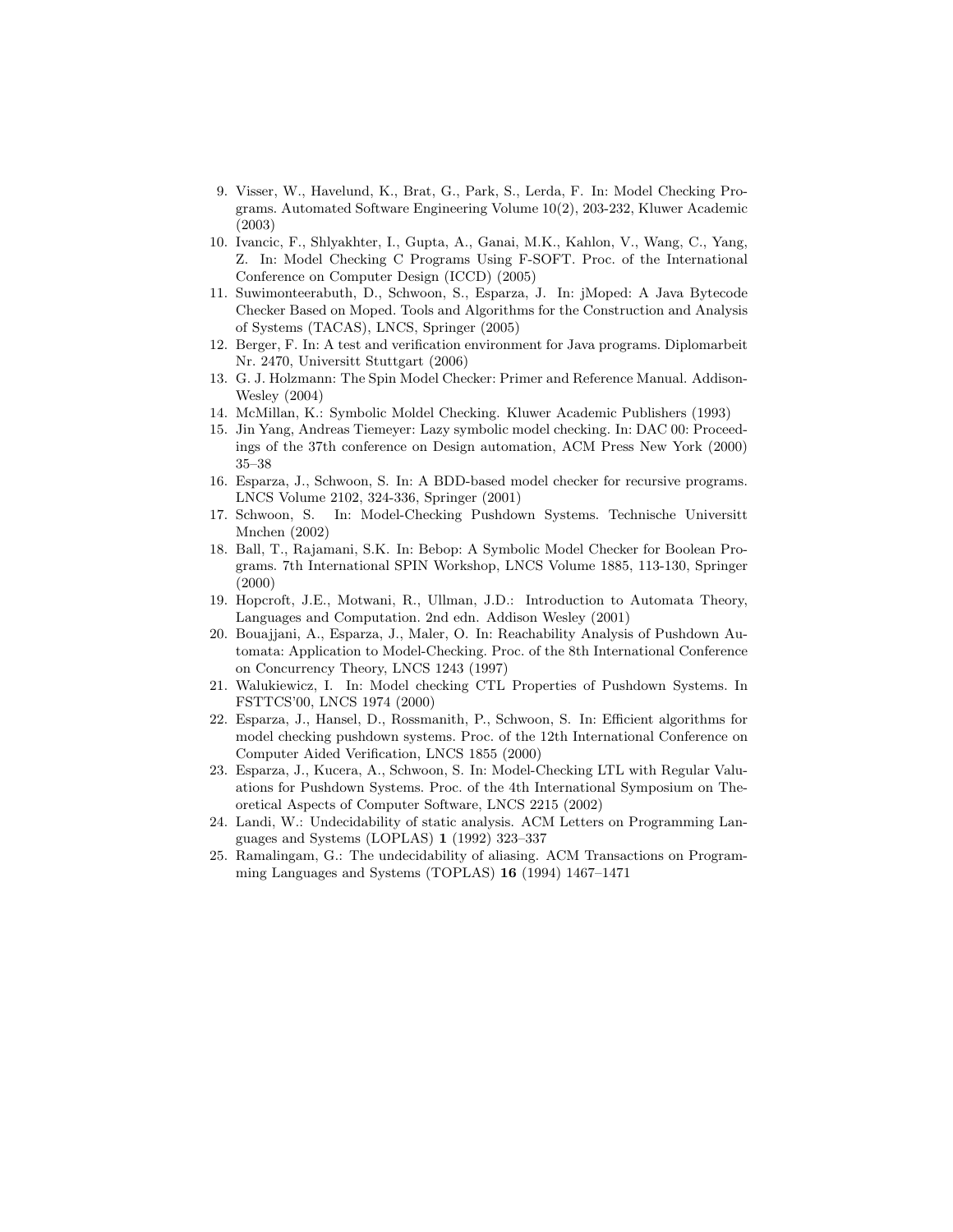9. Visser, W., Havelund, K., Brat, G., Park, S., Lerda, F. In: Model Checking Programs. Automated Software Engineering Volume 10(2), 203-232, Kluwer Academic (2003)
10. Ivancic, F., Shlyakhter, I., Gupta, A., Ganai, M.K., Kahlon, V., Wang, C., Yang, Z. In: Model Checking C Programs Using F-SOFT. Proc. of the International Conference on Computer Design (ICCD) (2005)
11. Suwimonteerabuth, D., Schwoon, S., Esparza, J. In: jMoped: A Java Bytecode Checker Based on Moped. Tools and Algorithms for the Construction and Analysis of Systems (TACAS), LNCS, Springer (2005)
12. Berger, F. In: A test and verification environment for Java programs. Diplomarbeit Nr. 2470, Universitt Stuttgart (2006)
13. G. J. Holzmann: The Spin Model Checker: Primer and Reference Manual. Addison-Wesley (2004)
14. McMillan, K.: Symbolic Moldel Checking. Kluwer Academic Publishers (1993)
15. Jin Yang, Andreas Tiemeyer: Lazy symbolic model checking. In: DAC 00: Proceedings of the 37th conference on Design automation, ACM Press New York (2000) 35–38
16. Esparza, J., Schwoon, S. In: A BDD-based model checker for recursive programs. LNCS Volume 2102, 324-336, Springer (2001)
17. Schwoon, S. In: Model-Checking Pushdown Systems. Technische Universitt Mnchen (2002)
18. Ball, T., Rajamani, S.K. In: Bebop: A Symbolic Model Checker for Boolean Programs. 7th International SPIN Workshop, LNCS Volume 1885, 113-130, Springer (2000)
19. Hopcroft, J.E., Motwani, R., Ullman, J.D.: Introduction to Automata Theory, Languages and Computation. 2nd edn. Addison Wesley (2001)
20. Bouajjani, A., Esparza, J., Maler, O. In: Reachability Analysis of Pushdown Automata: Application to Model-Checking. Proc. of the 8th International Conference on Concurrency Theory, LNCS 1243 (1997)
21. Walukiewicz, I. In: Model checking CTL Properties of Pushdown Systems. In FSTTCS'00, LNCS 1974 (2000)
22. Esparza, J., Hansel, D., Rossmanith, P., Schwoon, S. In: Efficient algorithms for model checking pushdown systems. Proc. of the 12th International Conference on Computer Aided Verification, LNCS 1855 (2000)
23. Esparza, J., Kucera, A., Schwoon, S. In: Model-Checking LTL with Regular Valuations for Pushdown Systems. Proc. of the 4th International Symposium on Theoretical Aspects of Computer Software, LNCS 2215 (2002)
24. Landi, W.: Undecidability of static analysis. ACM Letters on Programming Languages and Systems (LOPLAS) **1** (1992) 323–337
25. Ramalingam, G.: The undecidability of aliasing. ACM Transactions on Programming Languages and Systems (TOPLAS) **16** (1994) 1467–1471